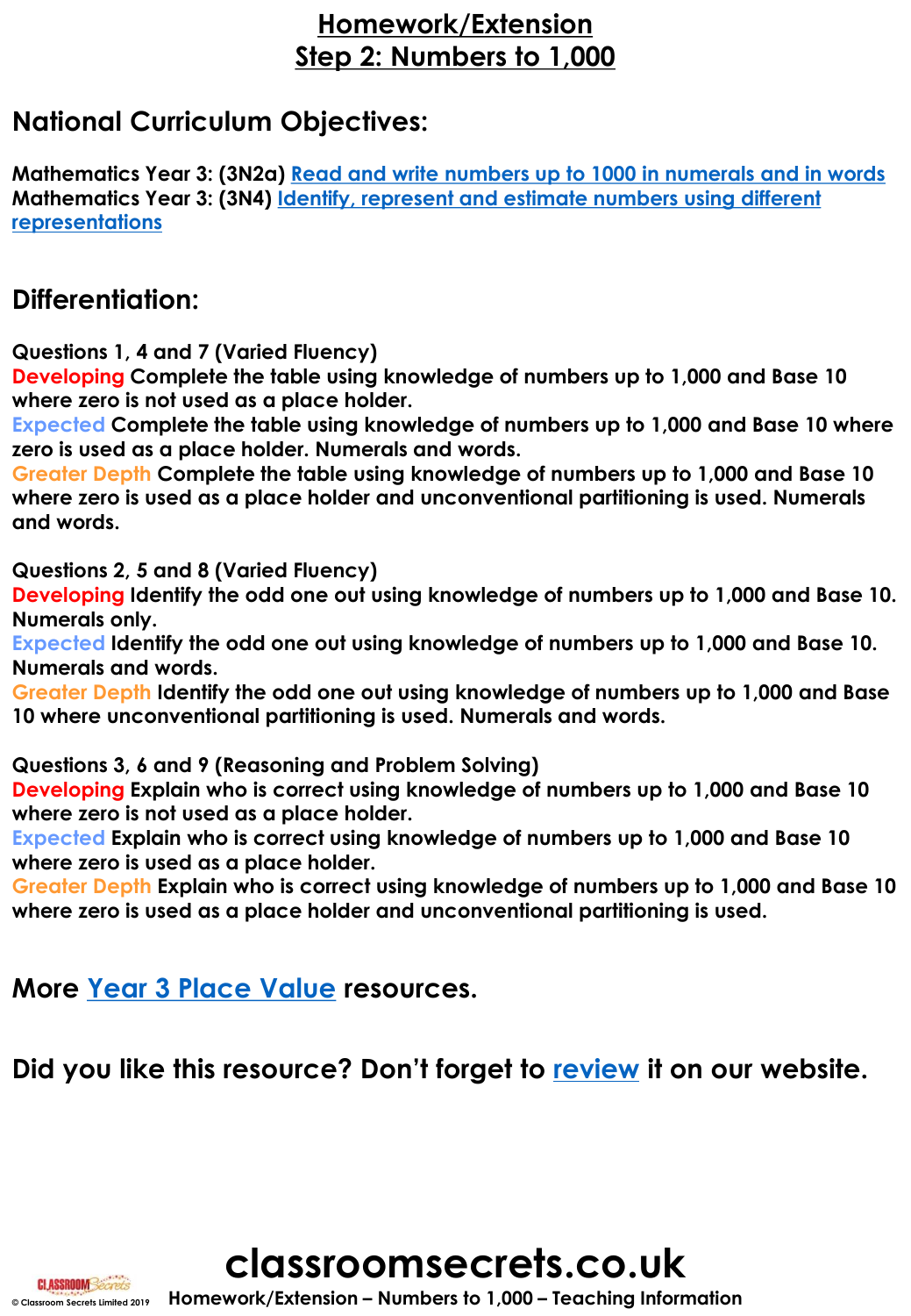# Homework/Extension
# Step 2: Numbers to 1,000

## National Curriculum Objectives:

**Mathematics Year 3: (3N2a) Read and write numbers up to 1000 in numerals and in words**
**Mathematics Year 3: (3N4) Identify, represent and estimate numbers using different representations**

## Differentiation:

**Questions 1, 4 and 7 (Varied Fluency)**
**Developing Complete the table using knowledge of numbers up to 1,000 and Base 10 where zero is not used as a place holder.**
**Expected Complete the table using knowledge of numbers up to 1,000 and Base 10 where zero is used as a place holder. Numerals and words.**
**Greater Depth Complete the table using knowledge of numbers up to 1,000 and Base 10 where zero is used as a place holder and unconventional partitioning is used. Numerals and words.**

**Questions 2, 5 and 8 (Varied Fluency)**
**Developing Identify the odd one out using knowledge of numbers up to 1,000 and Base 10. Numerals only.**
**Expected Identify the odd one out using knowledge of numbers up to 1,000 and Base 10. Numerals and words.**
**Greater Depth Identify the odd one out using knowledge of numbers up to 1,000 and Base 10 where unconventional partitioning is used. Numerals and words.**

**Questions 3, 6 and 9 (Reasoning and Problem Solving)**
**Developing Explain who is correct using knowledge of numbers up to 1,000 and Base 10 where zero is not used as a place holder.**
**Expected Explain who is correct using knowledge of numbers up to 1,000 and Base 10 where zero is used as a place holder.**
**Greater Depth Explain who is correct using knowledge of numbers up to 1,000 and Base 10 where zero is used as a place holder and unconventional partitioning is used.**

## More Year 3 Place Value resources.

## Did you like this resource? Don't forget to review it on our website.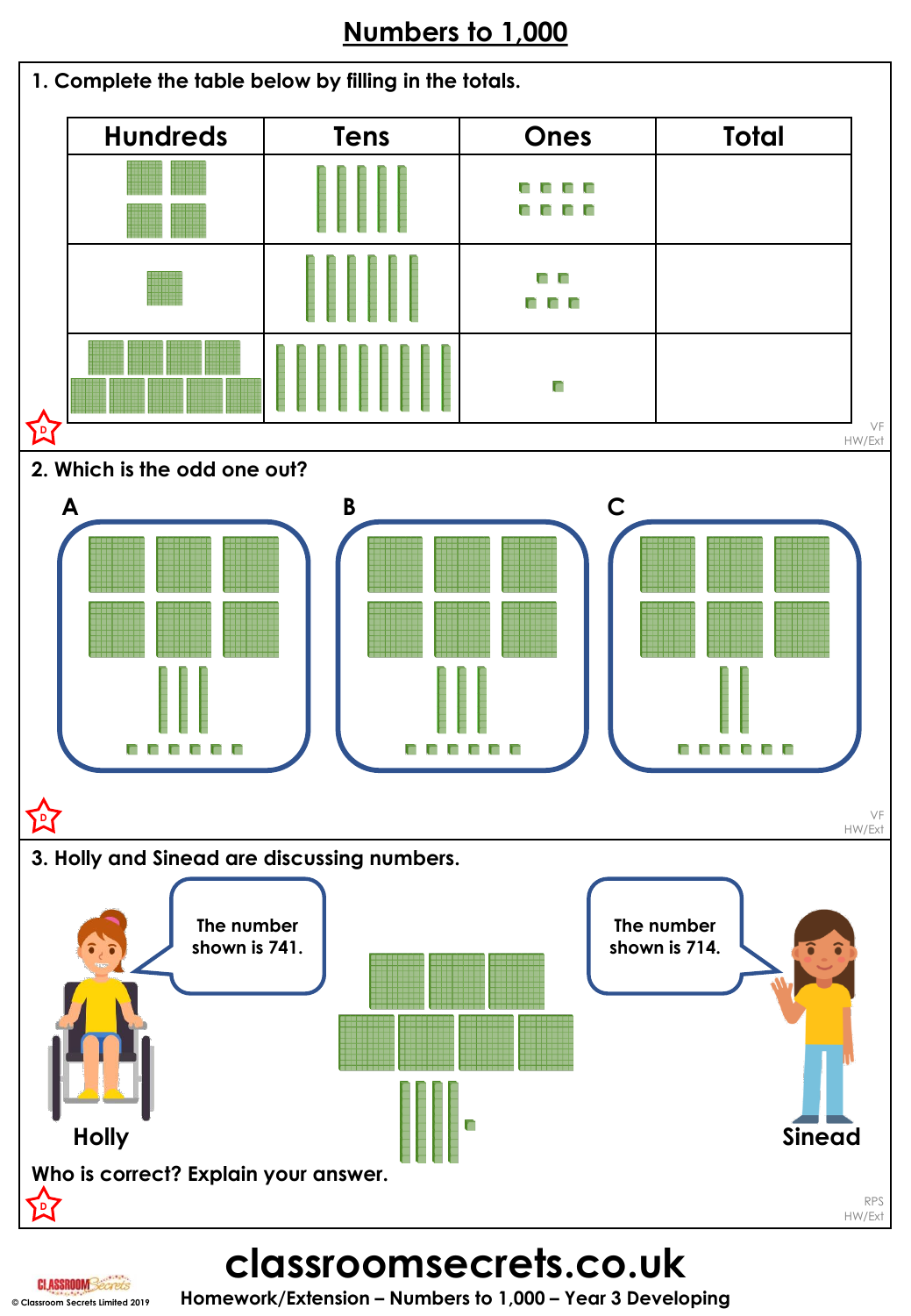# Numbers to 1,000

1. Complete the table below by filling in the totals.

| Hundreds | Tens | Ones | Total |
|---|---|---|---|
| | | | |
| | | | |
| | | | |

VF
HW/Ext

2. Which is the odd one out?

A

B

C

VF
HW/Ext

3. Holly and Sinead are discussing numbers.

Holly: The number shown is 741.

Sinead: The number shown is 714.

Who is correct? Explain your answer.

RPS
HW/Ext

classroomsecrets.co.uk

Homework/Extension – Numbers to 1,000 – Year 3 Developing

© Classroom Secrets Limited 2019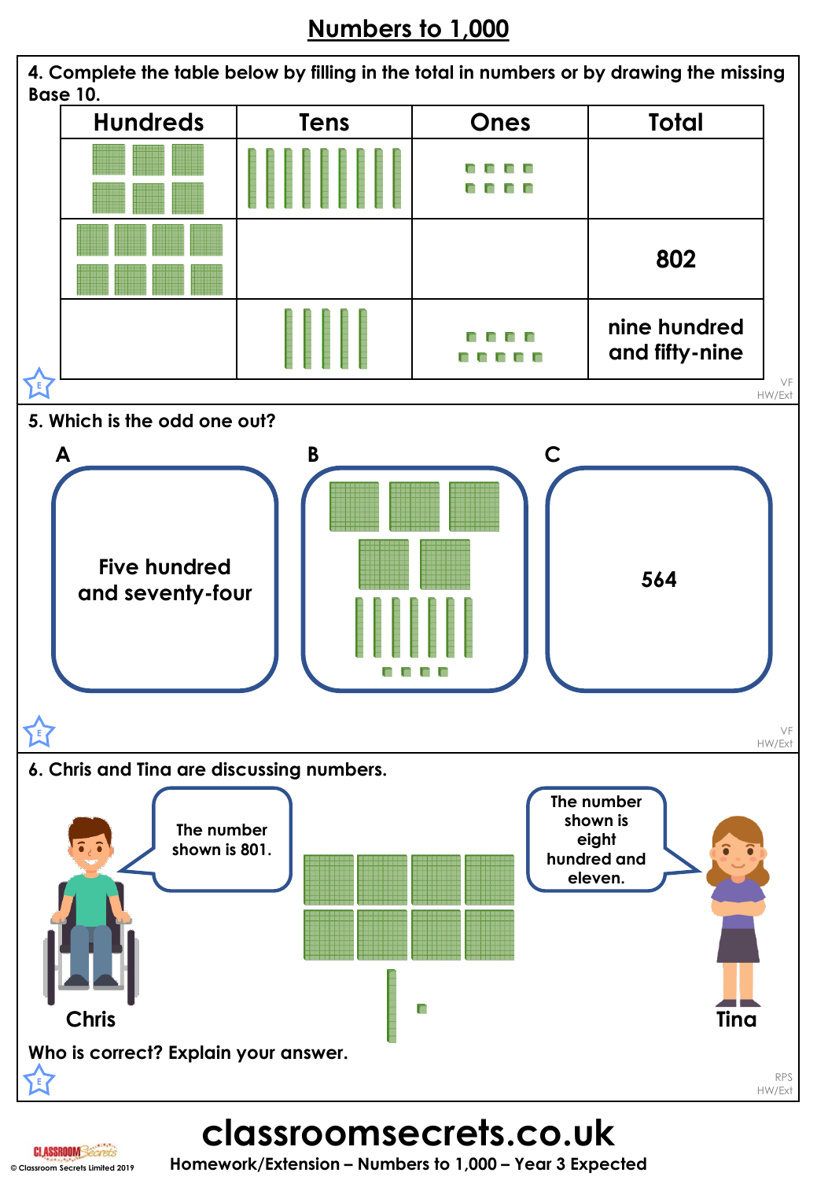# Numbers to 1,000

4. Complete the table below by filling in the total in numbers or by drawing the missing Base 10.

| Hundreds | Tens | Ones | Total |
|---|---|---|---|
| | | | |
| | | | 802 |
| | | | nine hundred and fifty-nine |

VF
HW/Ext

5. Which is the odd one out?

**A**

Five hundred and seventy-four

**B**

**C**

564

VF
HW/Ext

6. Chris and Tina are discussing numbers.

Chris: The number shown is 801.

Tina: The number shown is eight hundred and eleven.

Who is correct? Explain your answer.

RPS
HW/Ext

**classroomsecrets.co.uk**

Homework/Extension – Numbers to 1,000 – Year 3 Expected

© Classroom Secrets Limited 2019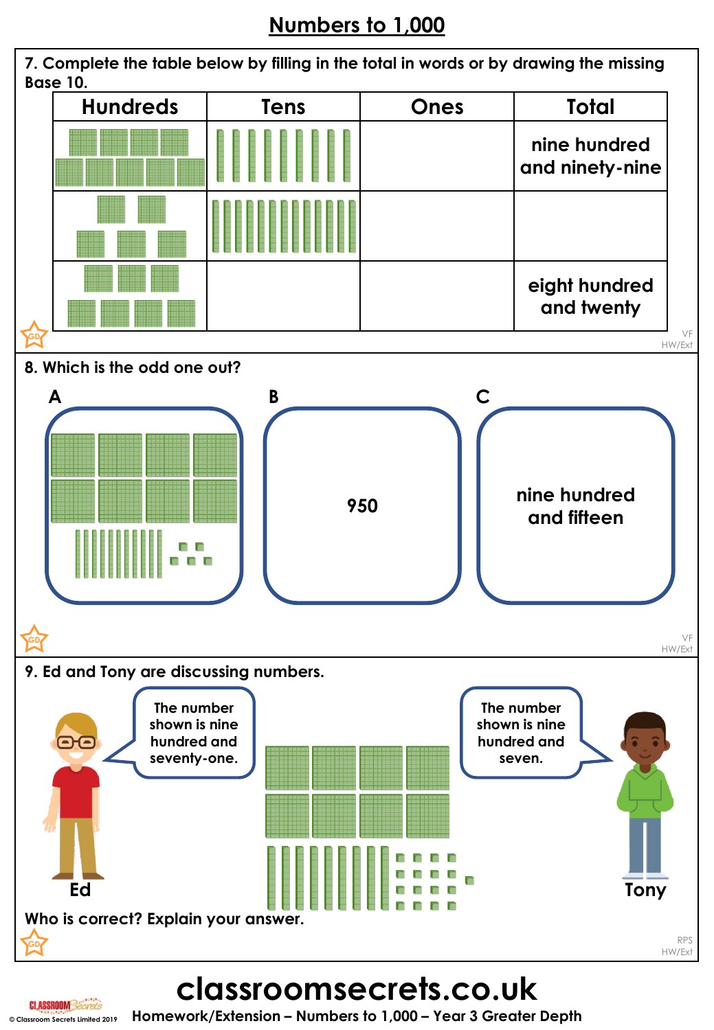# Numbers to 1,000

**7.** Complete the table below by filling in the total in words or by drawing the missing Base 10.

| Hundreds | Tens | Ones | Total |
|---|---|---|---|
| | | | nine hundred and ninety-nine |
| | | | |
| | | | eight hundred and twenty |

**8.** Which is the odd one out?

**A**

**B**

950

**C**

nine hundred and fifteen

**9.** Ed and Tony are discussing numbers.

**Ed:** The number shown is nine hundred and seventy-one.

**Tony:** The number shown is nine hundred and seven.

Who is correct? Explain your answer.

**classroomsecrets.co.uk**

Homework/Extension – Numbers to 1,000 – Year 3 Greater Depth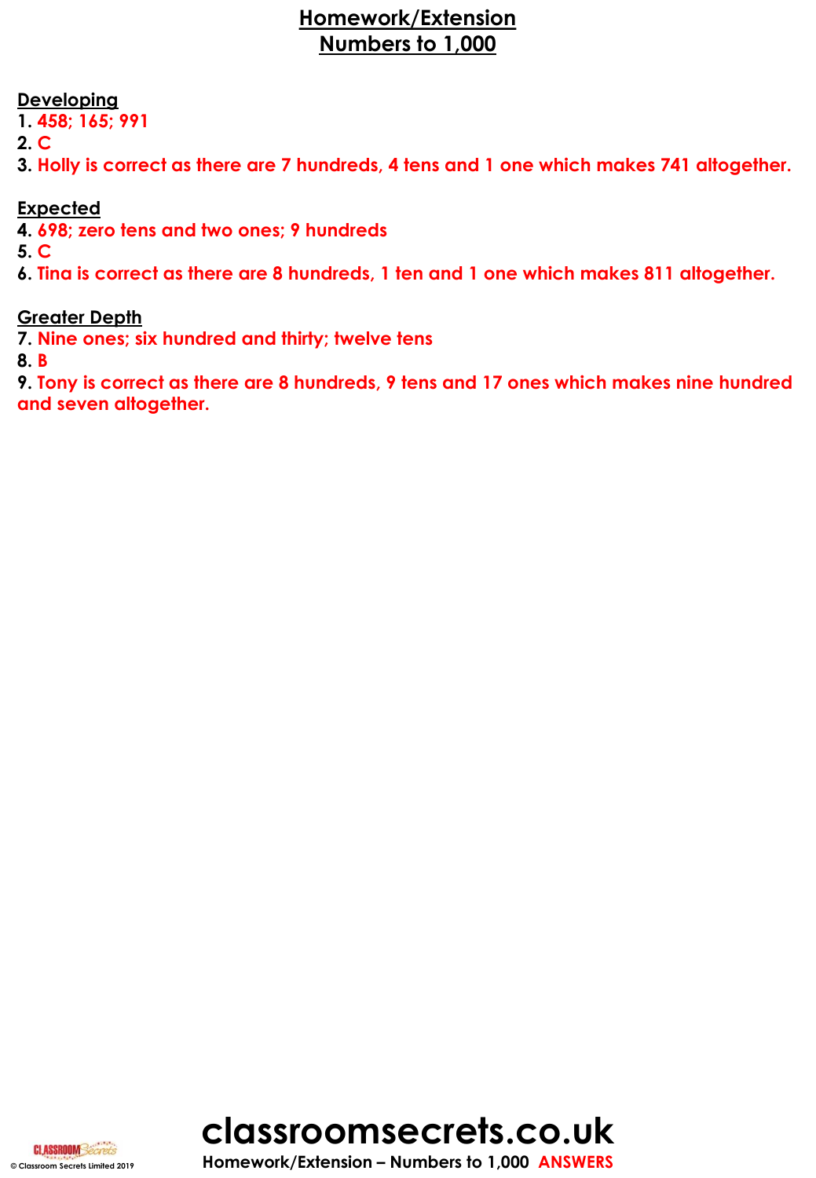# Homework/Extension
# Numbers to 1,000

**Developing**

1. **458; 165; 991**
2. **C**
3. **Holly is correct as there are 7 hundreds, 4 tens and 1 one which makes 741 altogether.**

**Expected**

4. **698; zero tens and two ones; 9 hundreds**
5. **C**
6. **Tina is correct as there are 8 hundreds, 1 ten and 1 one which makes 811 altogether.**

**Greater Depth**

7. **Nine ones; six hundred and thirty; twelve tens**
8. **B**
9. **Tony is correct as there are 8 hundreds, 9 tens and 17 ones which makes nine hundred and seven altogether.**